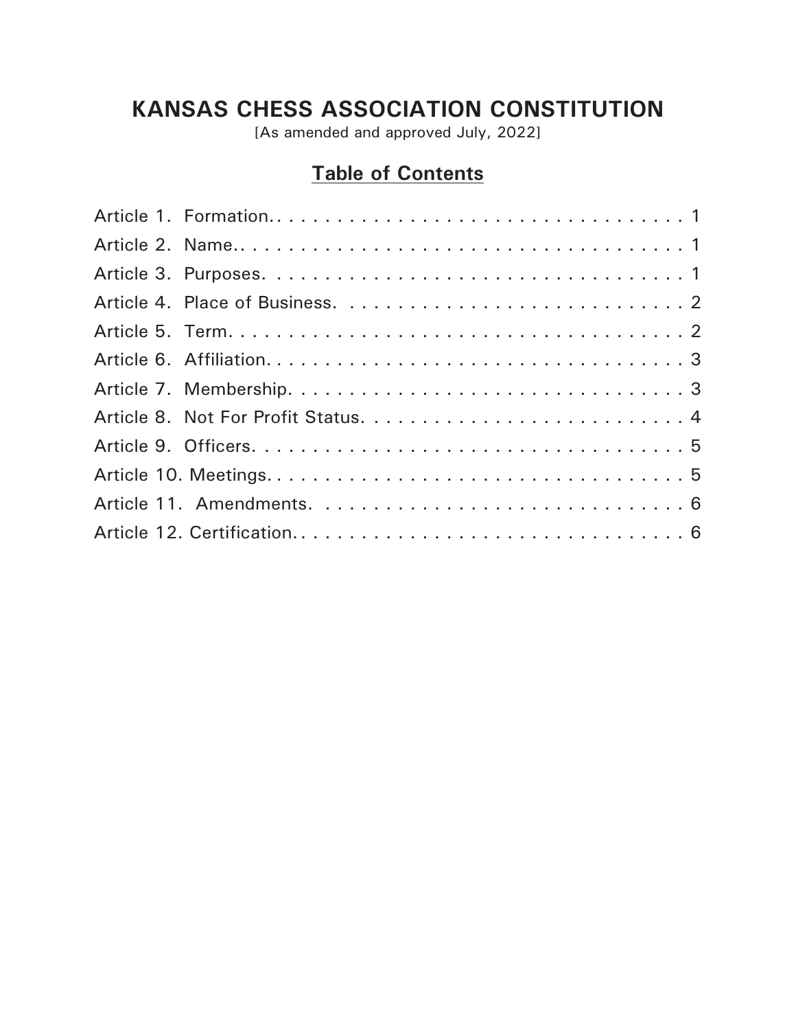# KANSAS CHESS ASSOCIATION CONSTITUTION

[As amended and approved July, 2022]

## Table of Contents

Article 1. Formation. . . . . . . . . . . . . . . . . . . . . . . . . . . . . . . . . . . . 1
Article 2. Name. . . . . . . . . . . . . . . . . . . . . . . . . . . . . . . . . . . . . . . 1
Article 3. Purposes. . . . . . . . . . . . . . . . . . . . . . . . . . . . . . . . . . . . 1
Article 4. Place of Business. . . . . . . . . . . . . . . . . . . . . . . . . . . . . 2
Article 5. Term. . . . . . . . . . . . . . . . . . . . . . . . . . . . . . . . . . . . . . . 2
Article 6. Affiliation. . . . . . . . . . . . . . . . . . . . . . . . . . . . . . . . . . . 3
Article 7. Membership. . . . . . . . . . . . . . . . . . . . . . . . . . . . . . . . . 3
Article 8. Not For Profit Status. . . . . . . . . . . . . . . . . . . . . . . . . . . 4
Article 9. Officers. . . . . . . . . . . . . . . . . . . . . . . . . . . . . . . . . . . . 5
Article 10. Meetings. . . . . . . . . . . . . . . . . . . . . . . . . . . . . . . . . . . 5
Article 11. Amendments. . . . . . . . . . . . . . . . . . . . . . . . . . . . . . . 6
Article 12. Certification. . . . . . . . . . . . . . . . . . . . . . . . . . . . . . . . 6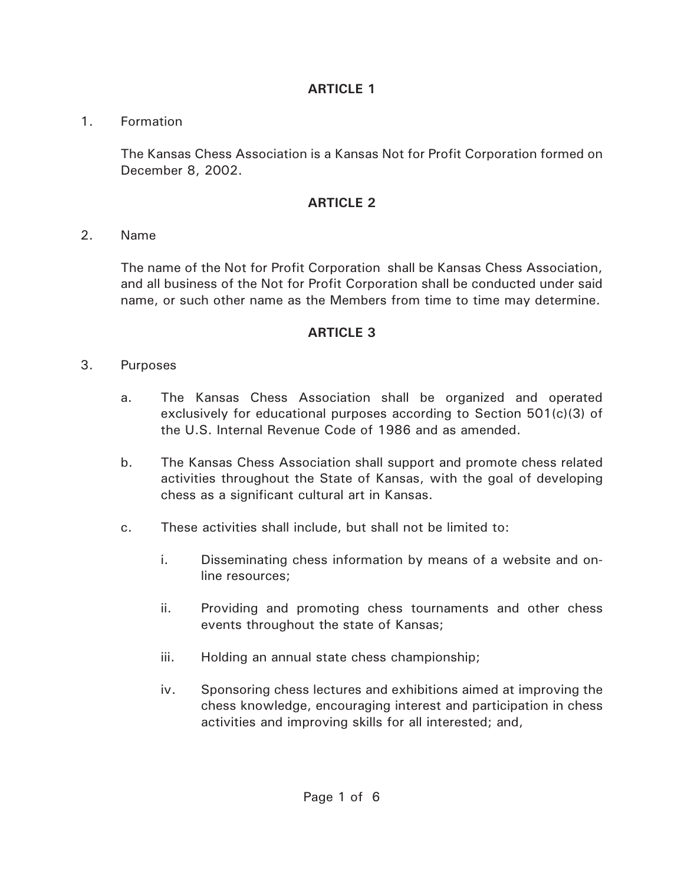## ARTICLE 1

1. Formation

   The Kansas Chess Association is a Kansas Not for Profit Corporation formed on December 8, 2002.

## ARTICLE 2

2. Name

   The name of the Not for Profit Corporation shall be Kansas Chess Association, and all business of the Not for Profit Corporation shall be conducted under said name, or such other name as the Members from time to time may determine.

## ARTICLE 3

3. Purposes

   a. The Kansas Chess Association shall be organized and operated exclusively for educational purposes according to Section 501(c)(3) of the U.S. Internal Revenue Code of 1986 and as amended.

   b. The Kansas Chess Association shall support and promote chess related activities throughout the State of Kansas, with the goal of developing chess as a significant cultural art in Kansas.

   c. These activities shall include, but shall not be limited to:

      i. Disseminating chess information by means of a website and on-line resources;

      ii. Providing and promoting chess tournaments and other chess events throughout the state of Kansas;

      iii. Holding an annual state chess championship;

      iv. Sponsoring chess lectures and exhibitions aimed at improving the chess knowledge, encouraging interest and participation in chess activities and improving skills for all interested; and,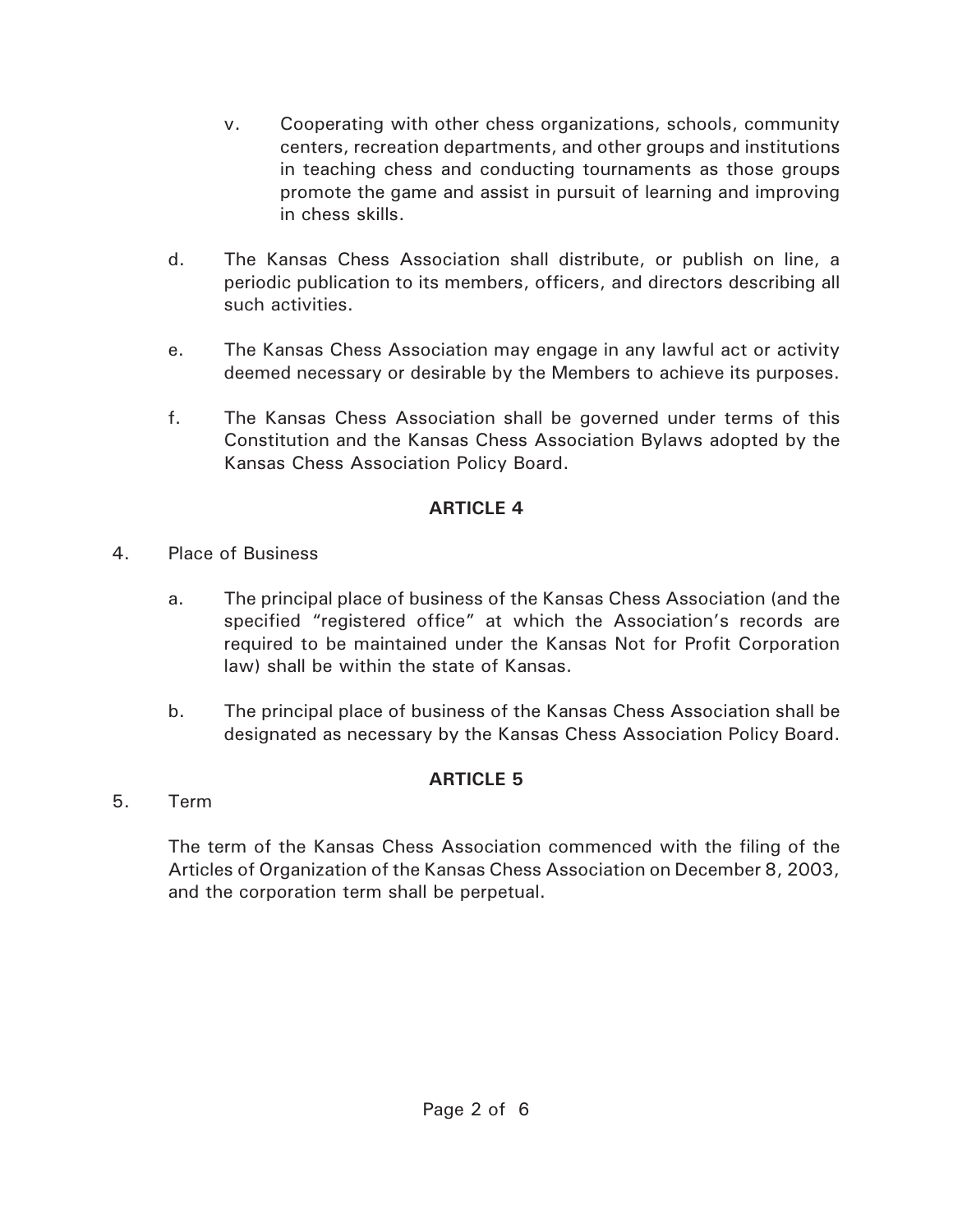v. Cooperating with other chess organizations, schools, community centers, recreation departments, and other groups and institutions in teaching chess and conducting tournaments as those groups promote the game and assist in pursuit of learning and improving in chess skills.

d. The Kansas Chess Association shall distribute, or publish on line, a periodic publication to its members, officers, and directors describing all such activities.

e. The Kansas Chess Association may engage in any lawful act or activity deemed necessary or desirable by the Members to achieve its purposes.

f. The Kansas Chess Association shall be governed under terms of this Constitution and the Kansas Chess Association Bylaws adopted by the Kansas Chess Association Policy Board.

## ARTICLE 4

4. Place of Business

a. The principal place of business of the Kansas Chess Association (and the specified "registered office" at which the Association's records are required to be maintained under the Kansas Not for Profit Corporation law) shall be within the state of Kansas.

b. The principal place of business of the Kansas Chess Association shall be designated as necessary by the Kansas Chess Association Policy Board.

## ARTICLE 5

5. Term

The term of the Kansas Chess Association commenced with the filing of the Articles of Organization of the Kansas Chess Association on December 8, 2003, and the corporation term shall be perpetual.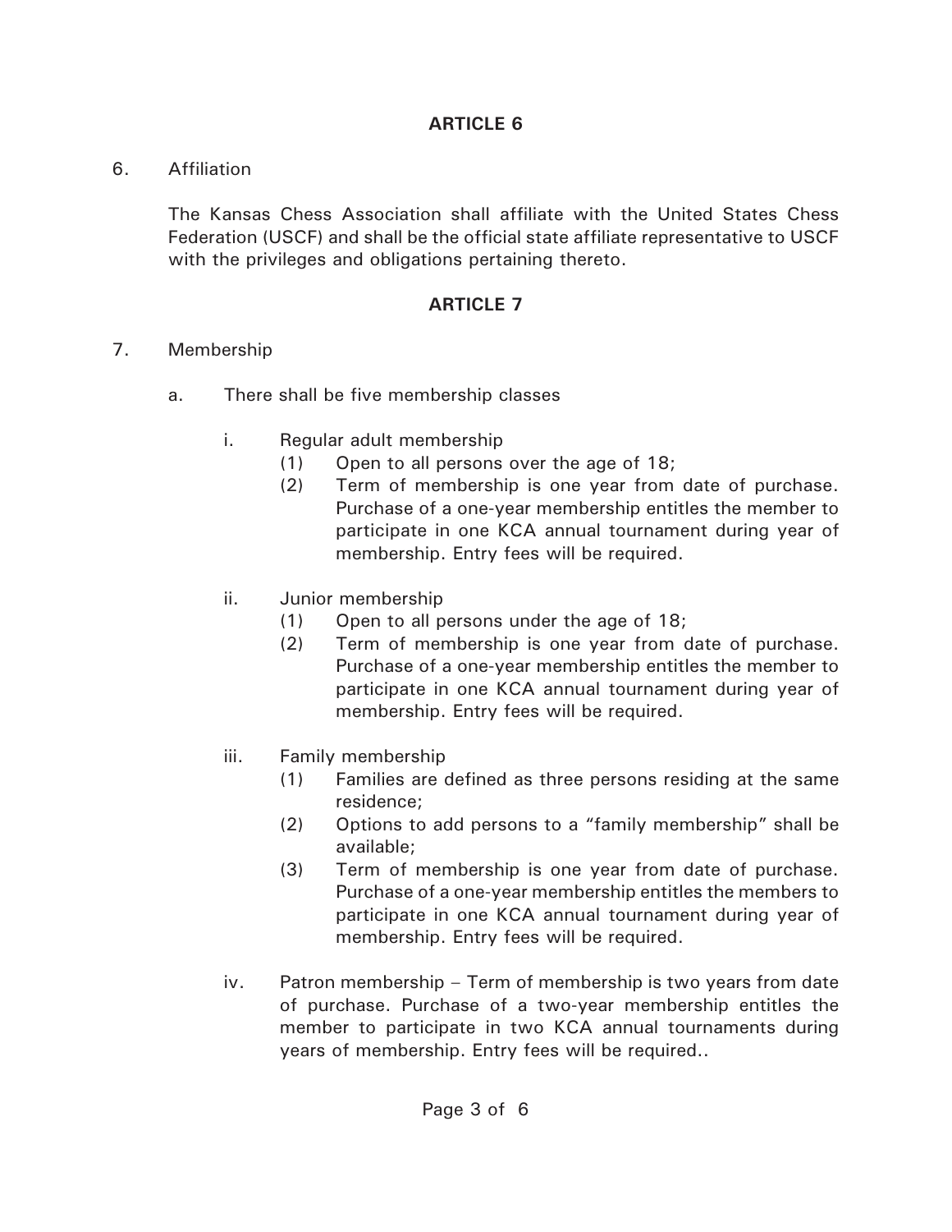## ARTICLE 6

6. Affiliation

The Kansas Chess Association shall affiliate with the United States Chess Federation (USCF) and shall be the official state affiliate representative to USCF with the privileges and obligations pertaining thereto.

## ARTICLE 7

7. Membership

a. There shall be five membership classes

i. Regular adult membership
   (1) Open to all persons over the age of 18;
   (2) Term of membership is one year from date of purchase. Purchase of a one-year membership entitles the member to participate in one KCA annual tournament during year of membership. Entry fees will be required.

ii. Junior membership
   (1) Open to all persons under the age of 18;
   (2) Term of membership is one year from date of purchase. Purchase of a one-year membership entitles the member to participate in one KCA annual tournament during year of membership. Entry fees will be required.

iii. Family membership
   (1) Families are defined as three persons residing at the same residence;
   (2) Options to add persons to a "family membership" shall be available;
   (3) Term of membership is one year from date of purchase. Purchase of a one-year membership entitles the members to participate in one KCA annual tournament during year of membership. Entry fees will be required.

iv. Patron membership – Term of membership is two years from date of purchase. Purchase of a two-year membership entitles the member to participate in two KCA annual tournaments during years of membership. Entry fees will be required..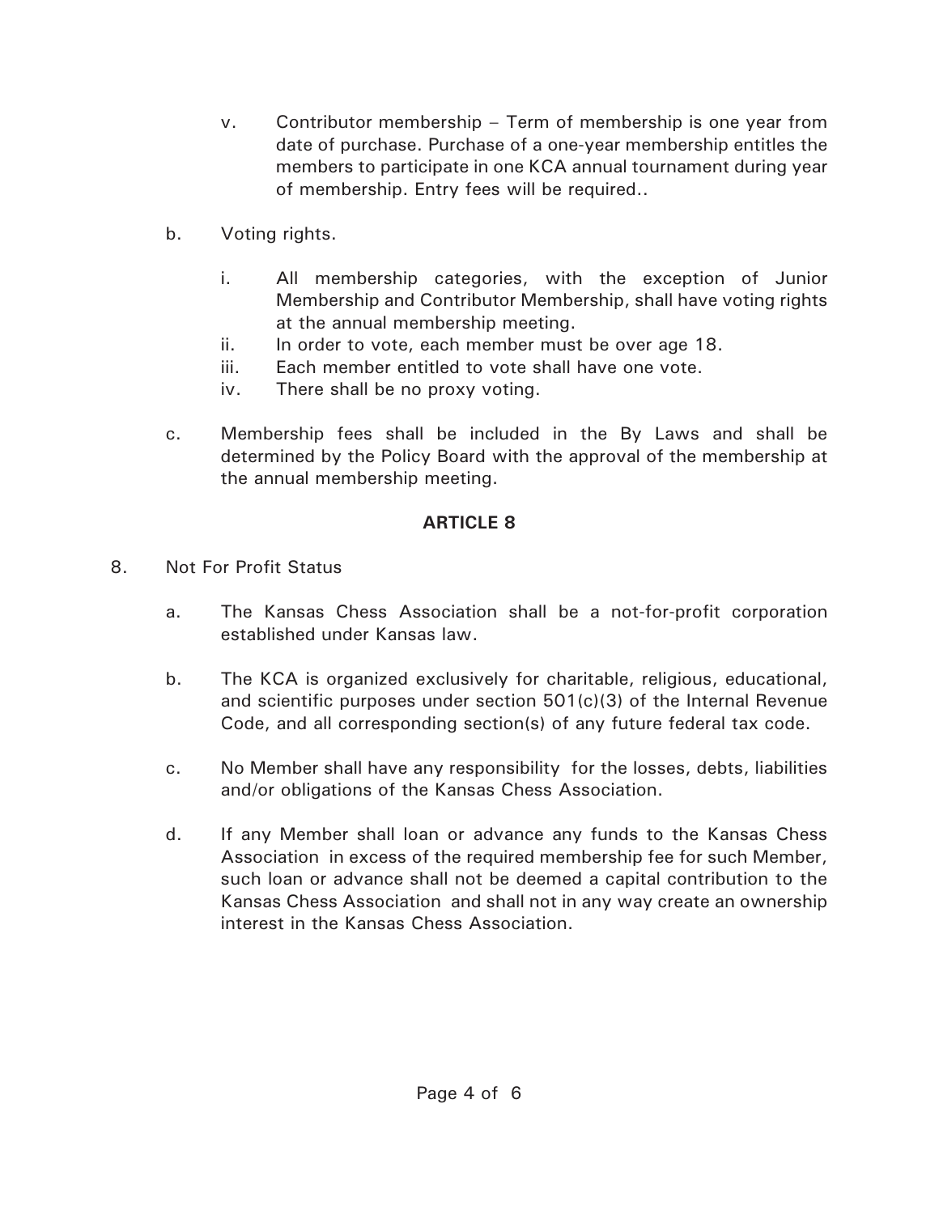v. Contributor membership – Term of membership is one year from date of purchase. Purchase of a one-year membership entitles the members to participate in one KCA annual tournament during year of membership. Entry fees will be required..

b. Voting rights.

   i. All membership categories, with the exception of Junior Membership and Contributor Membership, shall have voting rights at the annual membership meeting.
   ii. In order to vote, each member must be over age 18.
   iii. Each member entitled to vote shall have one vote.
   iv. There shall be no proxy voting.

c. Membership fees shall be included in the By Laws and shall be determined by the Policy Board with the approval of the membership at the annual membership meeting.

## ARTICLE 8

8. Not For Profit Status

   a. The Kansas Chess Association shall be a not-for-profit corporation established under Kansas law.

   b. The KCA is organized exclusively for charitable, religious, educational, and scientific purposes under section 501(c)(3) of the Internal Revenue Code, and all corresponding section(s) of any future federal tax code.

   c. No Member shall have any responsibility for the losses, debts, liabilities and/or obligations of the Kansas Chess Association.

   d. If any Member shall loan or advance any funds to the Kansas Chess Association in excess of the required membership fee for such Member, such loan or advance shall not be deemed a capital contribution to the Kansas Chess Association and shall not in any way create an ownership interest in the Kansas Chess Association.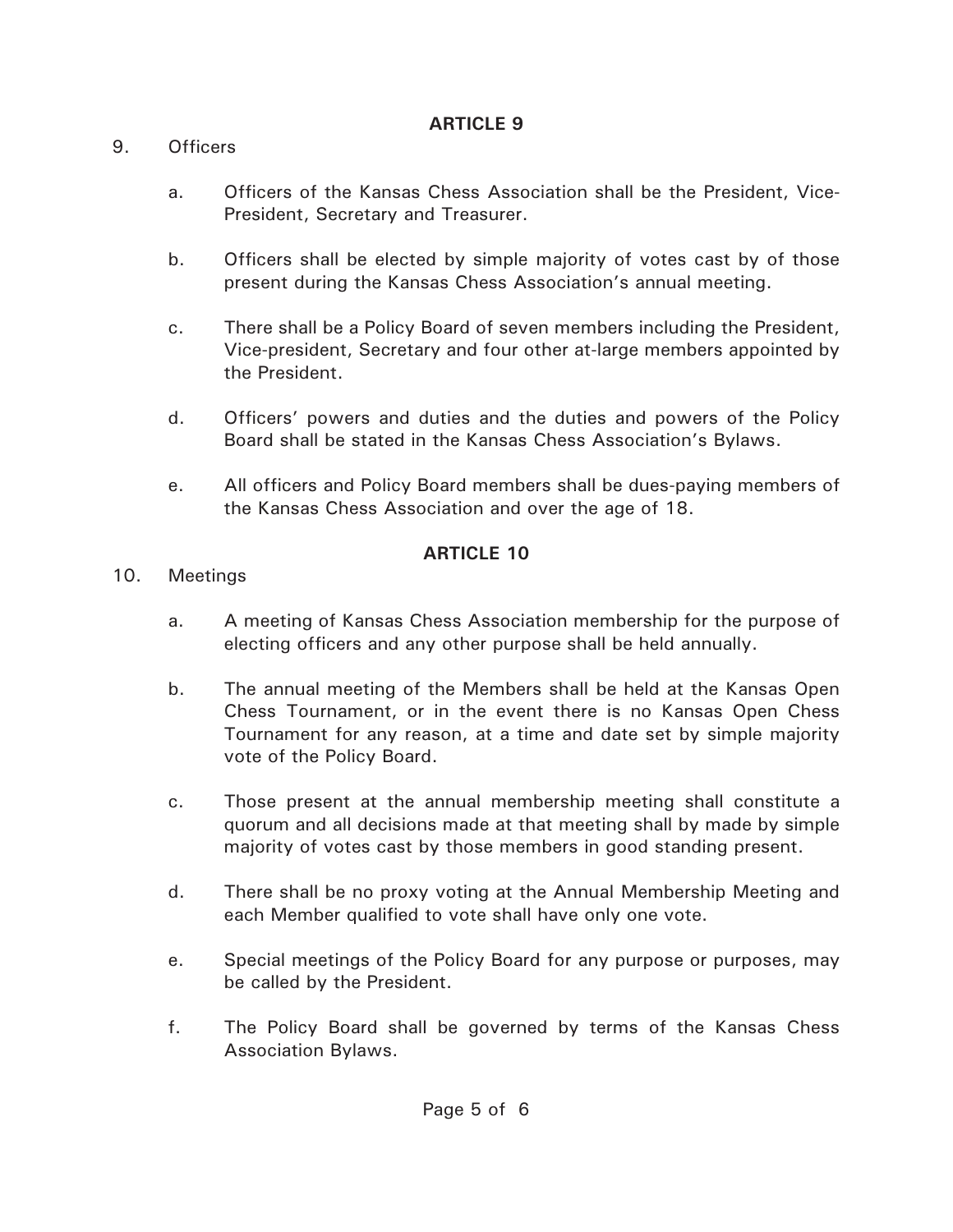## ARTICLE 9

9. Officers

   a. Officers of the Kansas Chess Association shall be the President, Vice-President, Secretary and Treasurer.

   b. Officers shall be elected by simple majority of votes cast by of those present during the Kansas Chess Association's annual meeting.

   c. There shall be a Policy Board of seven members including the President, Vice-president, Secretary and four other at-large members appointed by the President.

   d. Officers' powers and duties and the duties and powers of the Policy Board shall be stated in the Kansas Chess Association's Bylaws.

   e. All officers and Policy Board members shall be dues-paying members of the Kansas Chess Association and over the age of 18.

## ARTICLE 10

10. Meetings

   a. A meeting of Kansas Chess Association membership for the purpose of electing officers and any other purpose shall be held annually.

   b. The annual meeting of the Members shall be held at the Kansas Open Chess Tournament, or in the event there is no Kansas Open Chess Tournament for any reason, at a time and date set by simple majority vote of the Policy Board.

   c. Those present at the annual membership meeting shall constitute a quorum and all decisions made at that meeting shall by made by simple majority of votes cast by those members in good standing present.

   d. There shall be no proxy voting at the Annual Membership Meeting and each Member qualified to vote shall have only one vote.

   e. Special meetings of the Policy Board for any purpose or purposes, may be called by the President.

   f. The Policy Board shall be governed by terms of the Kansas Chess Association Bylaws.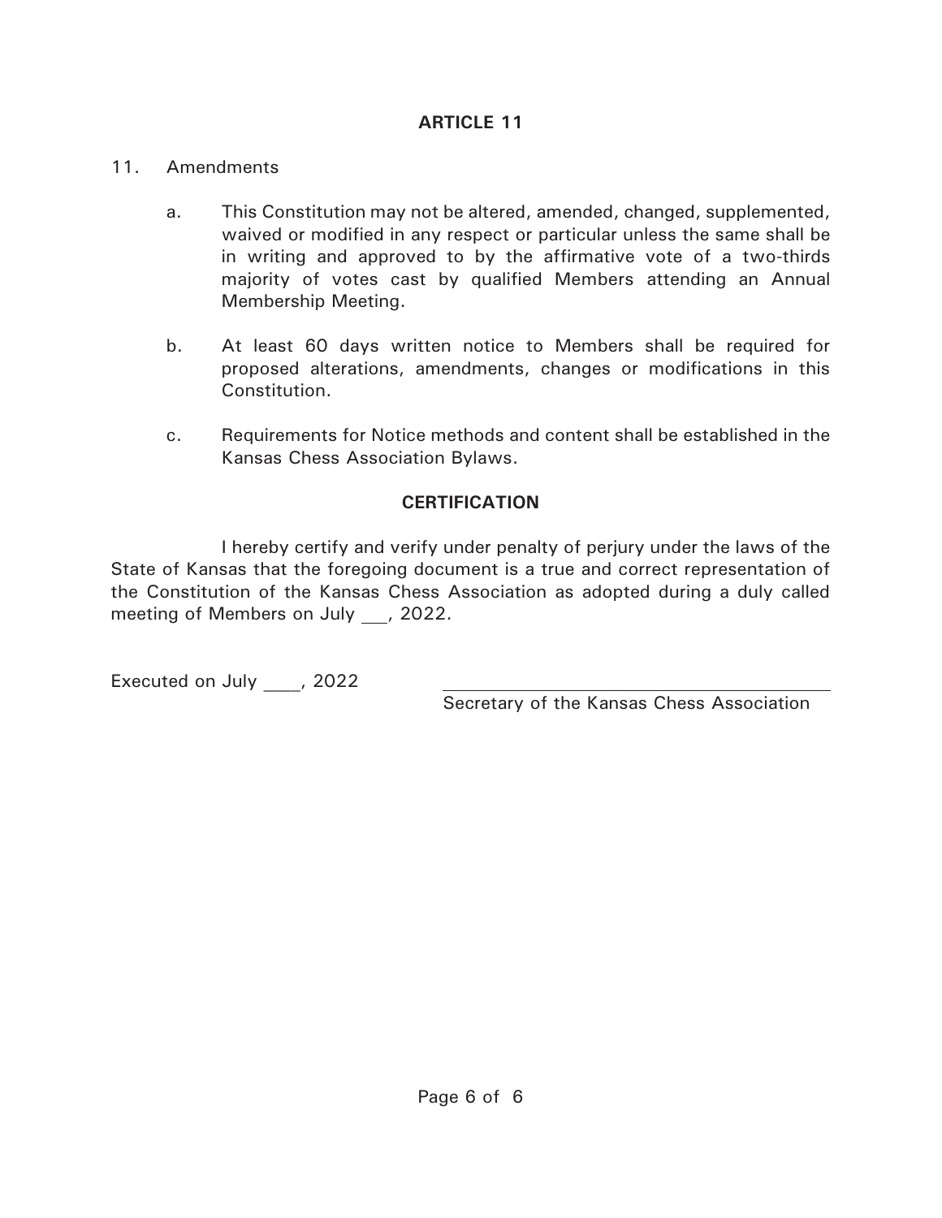## ARTICLE 11

11. Amendments

   a. This Constitution may not be altered, amended, changed, supplemented, waived or modified in any respect or particular unless the same shall be in writing and approved to by the affirmative vote of a two-thirds majority of votes cast by qualified Members attending an Annual Membership Meeting.

   b. At least 60 days written notice to Members shall be required for proposed alterations, amendments, changes or modifications in this Constitution.

   c. Requirements for Notice methods and content shall be established in the Kansas Chess Association Bylaws.

## CERTIFICATION

I hereby certify and verify under penalty of perjury under the laws of the State of Kansas that the foregoing document is a true and correct representation of the Constitution of the Kansas Chess Association as adopted during a duly called meeting of Members on July ___, 2022.

Executed on July ____, 2022

\_\_\_\_\_\_\_\_\_\_\_\_\_\_\_\_\_\_\_\_\_\_\_\_\_\_\_\_\_\_\_\_\_\_\_\_\_\_\_\_

Secretary of the Kansas Chess Association